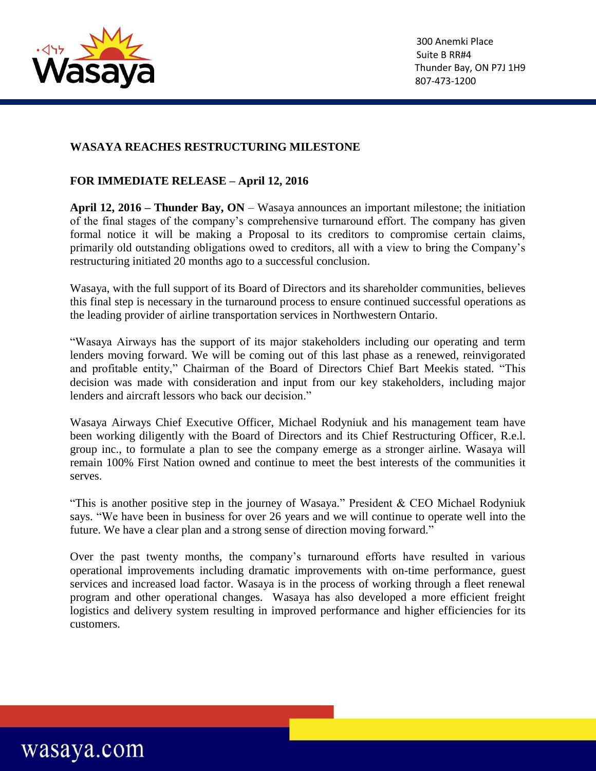300 Anemki Place
Suite B RR#4
Thunder Bay, ON P7J 1H9
807-473-1200

## WASAYA REACHES RESTRUCTURING MILESTONE

**FOR IMMEDIATE RELEASE – April 12, 2016**

**April 12, 2016 – Thunder Bay, ON** – Wasaya announces an important milestone; the initiation of the final stages of the company's comprehensive turnaround effort. The company has given formal notice it will be making a Proposal to its creditors to compromise certain claims, primarily old outstanding obligations owed to creditors, all with a view to bring the Company's restructuring initiated 20 months ago to a successful conclusion.

Wasaya, with the full support of its Board of Directors and its shareholder communities, believes this final step is necessary in the turnaround process to ensure continued successful operations as the leading provider of airline transportation services in Northwestern Ontario.

"Wasaya Airways has the support of its major stakeholders including our operating and term lenders moving forward. We will be coming out of this last phase as a renewed, reinvigorated and profitable entity," Chairman of the Board of Directors Chief Bart Meekis stated. "This decision was made with consideration and input from our key stakeholders, including major lenders and aircraft lessors who back our decision."

Wasaya Airways Chief Executive Officer, Michael Rodyniuk and his management team have been working diligently with the Board of Directors and its Chief Restructuring Officer, R.e.l. group inc., to formulate a plan to see the company emerge as a stronger airline. Wasaya will remain 100% First Nation owned and continue to meet the best interests of the communities it serves.

"This is another positive step in the journey of Wasaya." President & CEO Michael Rodyniuk says. "We have been in business for over 26 years and we will continue to operate well into the future. We have a clear plan and a strong sense of direction moving forward."

Over the past twenty months, the company's turnaround efforts have resulted in various operational improvements including dramatic improvements with on-time performance, guest services and increased load factor. Wasaya is in the process of working through a fleet renewal program and other operational changes. Wasaya has also developed a more efficient freight logistics and delivery system resulting in improved performance and higher efficiencies for its customers.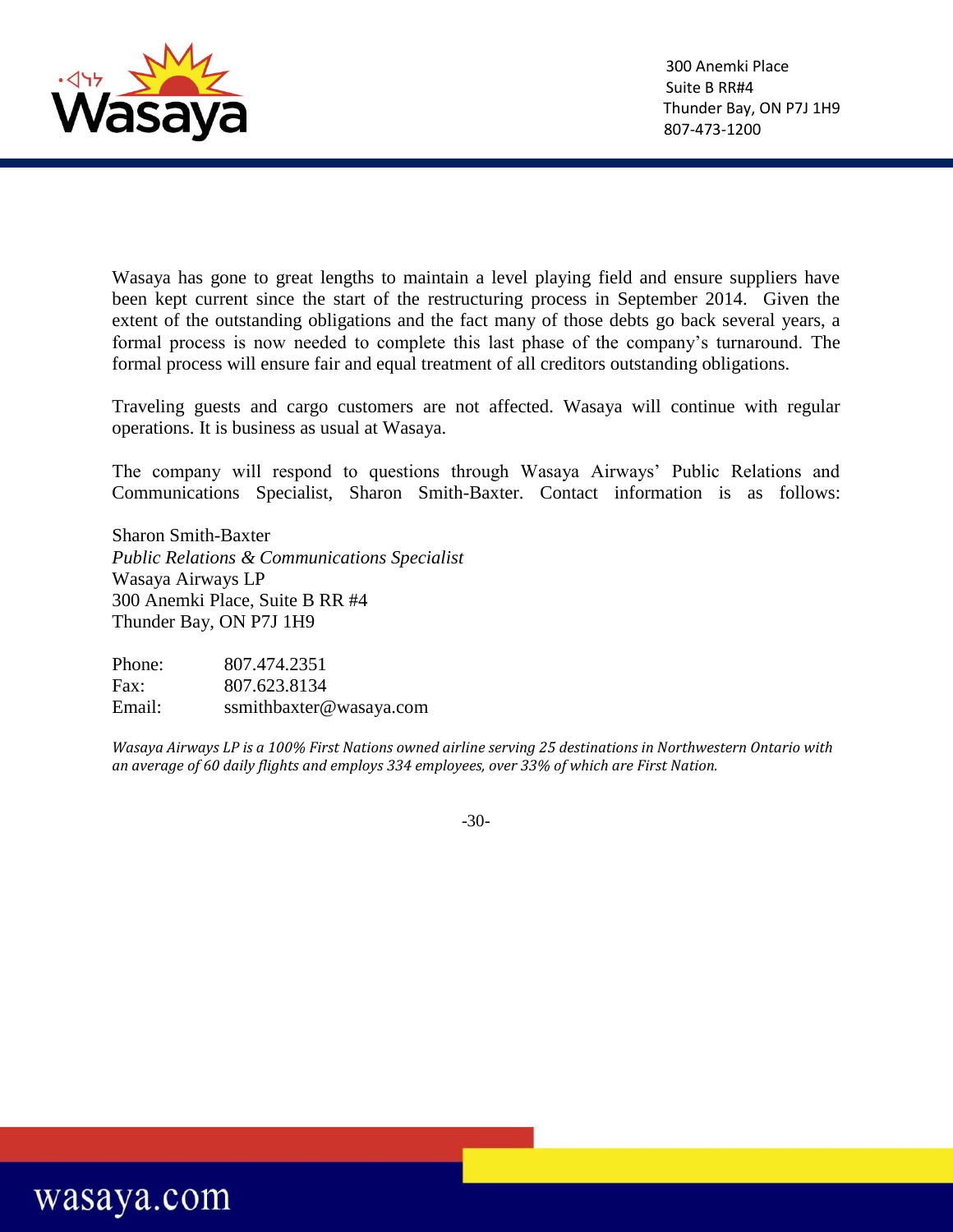Wasaya has gone to great lengths to maintain a level playing field and ensure suppliers have been kept current since the start of the restructuring process in September 2014. Given the extent of the outstanding obligations and the fact many of those debts go back several years, a formal process is now needed to complete this last phase of the company's turnaround. The formal process will ensure fair and equal treatment of all creditors outstanding obligations.

Traveling guests and cargo customers are not affected. Wasaya will continue with regular operations. It is business as usual at Wasaya.

The company will respond to questions through Wasaya Airways' Public Relations and Communications Specialist, Sharon Smith-Baxter. Contact information is as follows:

Sharon Smith-Baxter
*Public Relations & Communications Specialist*
Wasaya Airways LP
300 Anemki Place, Suite B RR #4
Thunder Bay, ON P7J 1H9

Phone: 807.474.2351
Fax: 807.623.8134
Email: ssmithbaxter@wasaya.com

*Wasaya Airways LP is a 100% First Nations owned airline serving 25 destinations in Northwestern Ontario with an average of 60 daily flights and employs 334 employees, over 33% of which are First Nation.*

-30-